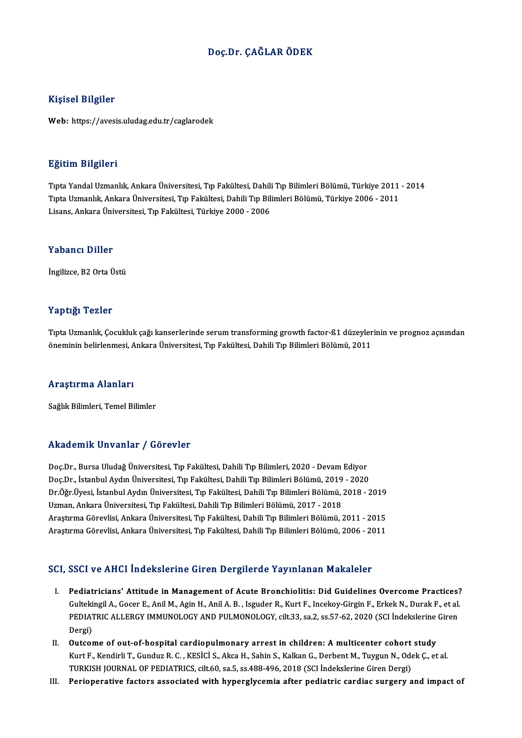# Doç.Dr. ÇAĞLAR ÖDEK

## Kişisel Bilgiler

**Web:** https://avesis.uludag.edu.tr/caglarodek

## Eğitim Bilgileri

Tıpta Yandal Uzmanlık, Ankara Üniversitesi, Tıp Fakültesi, Dahili Tıp Bilimleri Bölümü, Türkiye 2011 - 2014
Tıpta Uzmanlık, Ankara Üniversitesi, Tıp Fakültesi, Dahili Tıp Bilimleri Bölümü, Türkiye 2006 - 2011
Lisans, Ankara Üniversitesi, Tıp Fakültesi, Türkiye 2000 - 2006

## Yabancı Diller

İngilizce, B2 Orta Üstü

## Yaptığı Tezler

Tıpta Uzmanlık, Çocukluk çağı kanserlerinde serum transforming growth factor-ß1 düzeylerinin ve prognoz açısından öneminin belirlenmesi, Ankara Üniversitesi, Tıp Fakültesi, Dahili Tıp Bilimleri Bölümü, 2011

## Araştırma Alanları

Sağlık Bilimleri, Temel Bilimler

## Akademik Unvanlar / Görevler

Doç.Dr., Bursa Uludağ Üniversitesi, Tıp Fakültesi, Dahili Tıp Bilimleri, 2020 - Devam Ediyor
Doç.Dr., İstanbul Aydın Üniversitesi, Tıp Fakültesi, Dahili Tıp Bilimleri Bölümü, 2019 - 2020
Dr.Öğr.Üyesi, İstanbul Aydın Üniversitesi, Tıp Fakültesi, Dahili Tıp Bilimleri Bölümü, 2018 - 2019
Uzman, Ankara Üniversitesi, Tıp Fakültesi, Dahili Tıp Bilimleri Bölümü, 2017 - 2018
Araştırma Görevlisi, Ankara Üniversitesi, Tıp Fakültesi, Dahili Tıp Bilimleri Bölümü, 2011 - 2015
Araştırma Görevlisi, Ankara Üniversitesi, Tıp Fakültesi, Dahili Tıp Bilimleri Bölümü, 2006 - 2011

## SCI, SSCI ve AHCI İndekslerine Giren Dergilerde Yayınlanan Makaleler

I. **Pediatricians' Attitude in Management of Acute Bronchiolitis: Did Guidelines Overcome Practices?**
Gultekingil A., Gocer E., Anil M., Agin H., Anil A. B. , Isguder R., Kurt F., Incekoy-Girgin F., Erkek N., Durak F., et al.
PEDIATRIC ALLERGY IMMUNOLOGY AND PULMONOLOGY, cilt.33, sa.2, ss.57-62, 2020 (SCI İndekslerine Giren Dergi)

II. **Outcome of out-of-hospital cardiopulmonary arrest in children: A multicenter cohort study**
Kurt F., Kendirli T., Gunduz R. C. , KESİCİ S., Akca H., Sahin S., Kalkan G., Derbent M., Tuygun N., Odek Ç., et al.
TURKISH JOURNAL OF PEDIATRICS, cilt.60, sa.5, ss.488-496, 2018 (SCI İndekslerine Giren Dergi)

III. **Perioperative factors associated with hyperglycemia after pediatric cardiac surgery and impact of**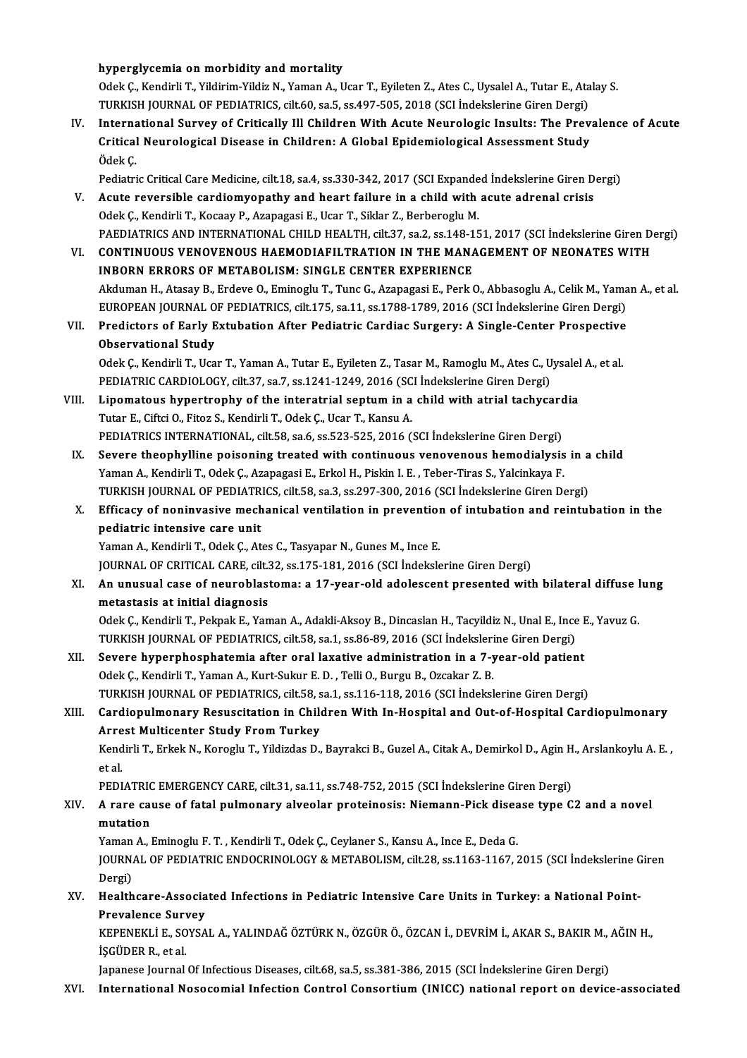hyperglycemia on morbidity and mortality
Odek Ç., Kendirli T., Yildirim-Yildiz N., Yaman A., Ucar T., Eyileten Z., Ates C., Uysalel A., Tutar E., Atalay S.
TURKISH JOURNAL OF PEDIATRICS, cilt.60, sa.5, ss.497-505, 2018 (SCI İndekslerine Giren Dergi)

IV. **International Survey of Critically Ill Children With Acute Neurologic Insults: The Prevalence of Acute Critical Neurological Disease in Children: A Global Epidemiological Assessment Study**
Ödek Ç.
Pediatric Critical Care Medicine, cilt.18, sa.4, ss.330-342, 2017 (SCI Expanded İndekslerine Giren Dergi)

V. **Acute reversible cardiomyopathy and heart failure in a child with acute adrenal crisis**
Odek Ç., Kendirli T., Kocaay P., Azapagasi E., Ucar T., Siklar Z., Berberoglu M.
PAEDIATRICS AND INTERNATIONAL CHILD HEALTH, cilt.37, sa.2, ss.148-151, 2017 (SCI İndekslerine Giren Dergi)

VI. **CONTINUOUS VENOVENOUS HAEMODIAFILTRATION IN THE MANAGEMENT OF NEONATES WITH INBORN ERRORS OF METABOLISM: SINGLE CENTER EXPERIENCE**
Akduman H., Atasay B., Erdeve O., Eminoglu T., Tunc G., Azapagasi E., Perk O., Abbasoglu A., Celik M., Yaman A., et al.
EUROPEAN JOURNAL OF PEDIATRICS, cilt.175, sa.11, ss.1788-1789, 2016 (SCI İndekslerine Giren Dergi)

VII. **Predictors of Early Extubation After Pediatric Cardiac Surgery: A Single-Center Prospective Observational Study**
Odek Ç., Kendirli T., Ucar T., Yaman A., Tutar E., Eyileten Z., Tasar M., Ramoglu M., Ates C., Uysalel A., et al.
PEDIATRIC CARDIOLOGY, cilt.37, sa.7, ss.1241-1249, 2016 (SCI İndekslerine Giren Dergi)

VIII. **Lipomatous hypertrophy of the interatrial septum in a child with atrial tachycardia**
Tutar E., Ciftci O., Fitoz S., Kendirli T., Odek Ç., Ucar T., Kansu A.
PEDIATRICS INTERNATIONAL, cilt.58, sa.6, ss.523-525, 2016 (SCI İndekslerine Giren Dergi)

IX. **Severe theophylline poisoning treated with continuous venovenous hemodialysis in a child**
Yaman A., Kendirli T., Odek Ç., Azapagasi E., Erkol H., Piskin I. E. , Teber-Tiras S., Yalcinkaya F.
TURKISH JOURNAL OF PEDIATRICS, cilt.58, sa.3, ss.297-300, 2016 (SCI İndekslerine Giren Dergi)

X. **Efficacy of noninvasive mechanical ventilation in prevention of intubation and reintubation in the pediatric intensive care unit**
Yaman A., Kendirli T., Odek Ç., Ates C., Tasyapar N., Gunes M., Ince E.
JOURNAL OF CRITICAL CARE, cilt.32, ss.175-181, 2016 (SCI İndekslerine Giren Dergi)

XI. **An unusual case of neuroblastoma: a 17-year-old adolescent presented with bilateral diffuse lung metastasis at initial diagnosis**
Odek Ç., Kendirli T., Pekpak E., Yaman A., Adakli-Aksoy B., Dincaslan H., Tacyildiz N., Unal E., Ince E., Yavuz G.
TURKISH JOURNAL OF PEDIATRICS, cilt.58, sa.1, ss.86-89, 2016 (SCI İndekslerine Giren Dergi)

XII. **Severe hyperphosphatemia after oral laxative administration in a 7-year-old patient**
Odek Ç., Kendirli T., Yaman A., Kurt-Sukur E. D. , Telli O., Burgu B., Ozcakar Z. B.
TURKISH JOURNAL OF PEDIATRICS, cilt.58, sa.1, ss.116-118, 2016 (SCI İndekslerine Giren Dergi)

XIII. **Cardiopulmonary Resuscitation in Children With In-Hospital and Out-of-Hospital Cardiopulmonary Arrest Multicenter Study From Turkey**
Kendirli T., Erkek N., Koroglu T., Yildizdas D., Bayrakci B., Guzel A., Citak A., Demirkol D., Agin H., Arslankoylu A. E. , et al.
PEDIATRIC EMERGENCY CARE, cilt.31, sa.11, ss.748-752, 2015 (SCI İndekslerine Giren Dergi)

XIV. **A rare cause of fatal pulmonary alveolar proteinosis: Niemann-Pick disease type C2 and a novel mutation**
Yaman A., Eminoglu F. T. , Kendirli T., Odek Ç., Ceylaner S., Kansu A., Ince E., Deda G.
JOURNAL OF PEDIATRIC ENDOCRINOLOGY & METABOLISM, cilt.28, ss.1163-1167, 2015 (SCI İndekslerine Giren Dergi)

XV. **Healthcare-Associated Infections in Pediatric Intensive Care Units in Turkey: a National Point-Prevalence Survey**
KEPENEKLİ E., SOYSAL A., YALINDAĞ ÖZTÜRK N., ÖZGÜR Ö., ÖZCAN İ., DEVRİM İ., AKAR S., BAKIR M., AĞIN H., İŞGÜDER R., et al.
Japanese Journal Of Infectious Diseases, cilt.68, sa.5, ss.381-386, 2015 (SCI İndekslerine Giren Dergi)

XVI. **International Nosocomial Infection Control Consortium (INICC) national report on device-associated**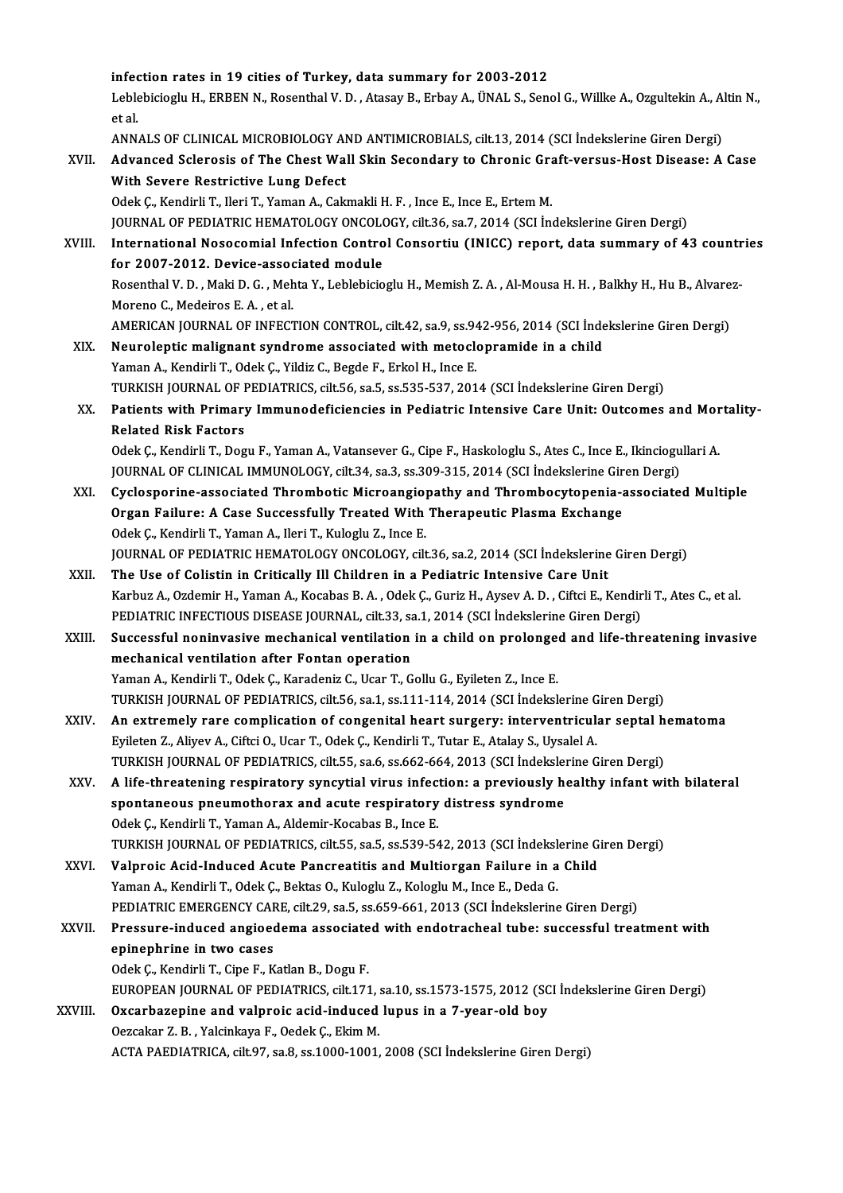infection rates in 19 cities of Turkey, data summary for 2003-2012
Leblebicioglu H., ERBEN N., Rosenthal V. D. , Atasay B., Erbay A., ÜNAL S., Senol G., Willke A., Ozgultekin A., Altin N., et al.
ANNALS OF CLINICAL MICROBIOLOGY AND ANTIMICROBIALS, cilt.13, 2014 (SCI İndekslerine Giren Dergi)

XVII. **Advanced Sclerosis of The Chest Wall Skin Secondary to Chronic Graft-versus-Host Disease: A Case With Severe Restrictive Lung Defect**
Odek Ç., Kendirli T., Ileri T., Yaman A., Cakmakli H. F. , Ince E., Ince E., Ertem M.
JOURNAL OF PEDIATRIC HEMATOLOGY ONCOLOGY, cilt.36, sa.7, 2014 (SCI İndekslerine Giren Dergi)

XVIII. **International Nosocomial Infection Control Consortiu (INICC) report, data summary of 43 countries for 2007-2012. Device-associated module**
Rosenthal V. D. , Maki D. G. , Mehta Y., Leblebicioglu H., Memish Z. A. , Al-Mousa H. H. , Balkhy H., Hu B., Alvarez-Moreno C., Medeiros E. A. , et al.
AMERICAN JOURNAL OF INFECTION CONTROL, cilt.42, sa.9, ss.942-956, 2014 (SCI İndekslerine Giren Dergi)

XIX. **Neuroleptic malignant syndrome associated with metoclopramide in a child**
Yaman A., Kendirli T., Odek Ç., Yildiz C., Begde F., Erkol H., Ince E.
TURKISH JOURNAL OF PEDIATRICS, cilt.56, sa.5, ss.535-537, 2014 (SCI İndekslerine Giren Dergi)

XX. **Patients with Primary Immunodeficiencies in Pediatric Intensive Care Unit: Outcomes and Mortality-Related Risk Factors**
Odek Ç., Kendirli T., Dogu F., Yaman A., Vatansever G., Cipe F., Haskologlu S., Ates C., Ince E., Ikinciogullari A.
JOURNAL OF CLINICAL IMMUNOLOGY, cilt.34, sa.3, ss.309-315, 2014 (SCI İndekslerine Giren Dergi)

XXI. **Cyclosporine-associated Thrombotic Microangiopathy and Thrombocytopenia-associated Multiple Organ Failure: A Case Successfully Treated With Therapeutic Plasma Exchange**
Odek Ç., Kendirli T., Yaman A., Ileri T., Kuloglu Z., Ince E.
JOURNAL OF PEDIATRIC HEMATOLOGY ONCOLOGY, cilt.36, sa.2, 2014 (SCI İndekslerine Giren Dergi)

XXII. **The Use of Colistin in Critically Ill Children in a Pediatric Intensive Care Unit**
Karbuz A., Ozdemir H., Yaman A., Kocabas B. A. , Odek Ç., Guriz H., Aysev A. D. , Ciftci E., Kendirli T., Ates C., et al.
PEDIATRIC INFECTIOUS DISEASE JOURNAL, cilt.33, sa.1, 2014 (SCI İndekslerine Giren Dergi)

XXIII. **Successful noninvasive mechanical ventilation in a child on prolonged and life-threatening invasive mechanical ventilation after Fontan operation**
Yaman A., Kendirli T., Odek Ç., Karadeniz C., Ucar T., Gollu G., Eyileten Z., Ince E.
TURKISH JOURNAL OF PEDIATRICS, cilt.56, sa.1, ss.111-114, 2014 (SCI İndekslerine Giren Dergi)

XXIV. **An extremely rare complication of congenital heart surgery: interventricular septal hematoma**
Eyileten Z., Aliyev A., Ciftci O., Ucar T., Odek Ç., Kendirli T., Tutar E., Atalay S., Uysalel A.
TURKISH JOURNAL OF PEDIATRICS, cilt.55, sa.6, ss.662-664, 2013 (SCI İndekslerine Giren Dergi)

XXV. **A life-threatening respiratory syncytial virus infection: a previously healthy infant with bilateral spontaneous pneumothorax and acute respiratory distress syndrome**
Odek Ç., Kendirli T., Yaman A., Aldemir-Kocabas B., Ince E.
TURKISH JOURNAL OF PEDIATRICS, cilt.55, sa.5, ss.539-542, 2013 (SCI İndekslerine Giren Dergi)

XXVI. **Valproic Acid-Induced Acute Pancreatitis and Multiorgan Failure in a Child**
Yaman A., Kendirli T., Odek Ç., Bektas O., Kuloglu Z., Kologlu M., Ince E., Deda G.
PEDIATRIC EMERGENCY CARE, cilt.29, sa.5, ss.659-661, 2013 (SCI İndekslerine Giren Dergi)

XXVII. **Pressure-induced angioedema associated with endotracheal tube: successful treatment with epinephrine in two cases**
Odek Ç., Kendirli T., Cipe F., Katlan B., Dogu F.
EUROPEAN JOURNAL OF PEDIATRICS, cilt.171, sa.10, ss.1573-1575, 2012 (SCI İndekslerine Giren Dergi)

XXVIII. **Oxcarbazepine and valproic acid-induced lupus in a 7-year-old boy**
Oezcakar Z. B. , Yalcinkaya F., Oedek Ç., Ekim M.
ACTA PAEDIATRICA, cilt.97, sa.8, ss.1000-1001, 2008 (SCI İndekslerine Giren Dergi)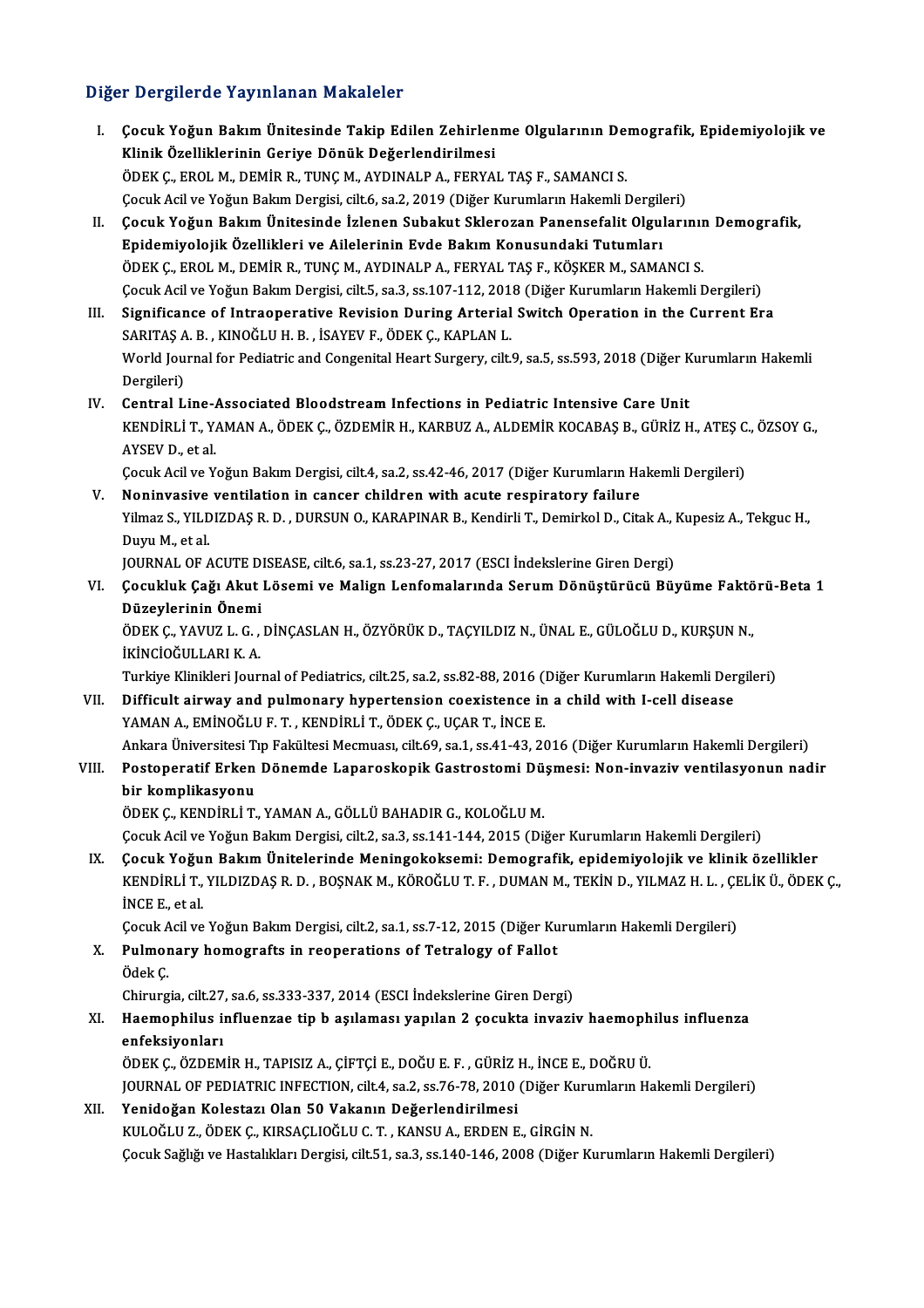## Diğer Dergilerde Yayınlanan Makaleler

I. **Çocuk Yoğun Bakım Ünitesinde Takip Edilen Zehirlenme Olgularının Demografik, Epidemiyolojik ve Klinik Özelliklerinin Geriye Dönük Değerlendirilmesi**
ÖDEK Ç., EROL M., DEMİR R., TUNÇ M., AYDINALP A., FERYAL TAŞ F., SAMANCI S.
Çocuk Acil ve Yoğun Bakım Dergisi, cilt.6, sa.2, 2019 (Diğer Kurumların Hakemli Dergileri)

II. **Çocuk Yoğun Bakım Ünitesinde İzlenen Subakut Sklerozan Panensefalit Olgularının Demografik, Epidemiyolojik Özellikleri ve Ailelerinin Evde Bakım Konusundaki Tutumları**
ÖDEK Ç., EROL M., DEMİR R., TUNÇ M., AYDINALP A., FERYAL TAŞ F., KÖŞKER M., SAMANCI S.
Çocuk Acil ve Yoğun Bakım Dergisi, cilt.5, sa.3, ss.107-112, 2018 (Diğer Kurumların Hakemli Dergileri)

III. **Significance of Intraoperative Revision During Arterial Switch Operation in the Current Era**
SARITAŞ A. B. , KINOĞLU H. B. , İSAYEV F., ÖDEK Ç., KAPLAN L.
World Journal for Pediatric and Congenital Heart Surgery, cilt.9, sa.5, ss.593, 2018 (Diğer Kurumların Hakemli Dergileri)

IV. **Central Line-Associated Bloodstream Infections in Pediatric Intensive Care Unit**
KENDİRLİ T., YAMAN A., ÖDEK Ç., ÖZDEMİR H., KARBUZ A., ALDEMİR KOCABAŞ B., GÜRİZ H., ATEŞ C., ÖZSOY G., AYSEV D., et al.
Çocuk Acil ve Yoğun Bakım Dergisi, cilt.4, sa.2, ss.42-46, 2017 (Diğer Kurumların Hakemli Dergileri)

V. **Noninvasive ventilation in cancer children with acute respiratory failure**
Yilmaz S., YILDIZDAŞ R. D. , DURSUN O., KARAPINAR B., Kendirli T., Demirkol D., Citak A., Kupesiz A., Tekguc H., Duyu M., et al.
JOURNAL OF ACUTE DISEASE, cilt.6, sa.1, ss.23-27, 2017 (ESCI İndekslerine Giren Dergi)

VI. **Çocukluk Çağı Akut Lösemi ve Malign Lenfomalarında Serum Dönüştürücü Büyüme Faktörü-Beta 1 Düzeylerinin Önemi**
ÖDEK Ç., YAVUZ L. G. , DİNÇASLAN H., ÖZYÖRÜK D., TAÇYILDIZ N., ÜNAL E., GÜLOĞLU D., KURŞUN N., İKİNCİOĞULLARI K. A.
Turkiye Klinikleri Journal of Pediatrics, cilt.25, sa.2, ss.82-88, 2016 (Diğer Kurumların Hakemli Dergileri)

VII. **Difficult airway and pulmonary hypertension coexistence in a child with I-cell disease**
YAMAN A., EMİNOĞLU F. T. , KENDİRLİ T., ÖDEK Ç., UÇAR T., İNCE E.
Ankara Üniversitesi Tıp Fakültesi Mecmuası, cilt.69, sa.1, ss.41-43, 2016 (Diğer Kurumların Hakemli Dergileri)

VIII. **Postoperatif Erken Dönemde Laparoskopik Gastrostomi Düşmesi: Non-invaziv ventilasyonun nadir bir komplikasyonu**
ÖDEK Ç., KENDİRLİ T., YAMAN A., GÖLLÜ BAHADIR G., KOLOĞLU M.
Çocuk Acil ve Yoğun Bakım Dergisi, cilt.2, sa.3, ss.141-144, 2015 (Diğer Kurumların Hakemli Dergileri)

IX. **Çocuk Yoğun Bakım Ünitelerinde Meningokoksemi: Demografik, epidemiyolojik ve klinik özellikler**
KENDİRLİ T., YILDIZDAŞ R. D. , BOŞNAK M., KÖROĞLU T. F. , DUMAN M., TEKİN D., YILMAZ H. L. , ÇELİK Ü., ÖDEK Ç., İNCE E., et al.
Çocuk Acil ve Yoğun Bakım Dergisi, cilt.2, sa.1, ss.7-12, 2015 (Diğer Kurumların Hakemli Dergileri)

X. **Pulmonary homografts in reoperations of Tetralogy of Fallot**
Ödek Ç.
Chirurgia, cilt.27, sa.6, ss.333-337, 2014 (ESCI İndekslerine Giren Dergi)

XI. **Haemophilus influenzae tip b aşılaması yapılan 2 çocukta invaziv haemophilus influenza enfeksiyonları**
ÖDEK Ç., ÖZDEMİR H., TAPISIZ A., ÇİFTÇİ E., DOĞU E. F. , GÜRİZ H., İNCE E., DOĞRU Ü.
JOURNAL OF PEDIATRIC INFECTION, cilt.4, sa.2, ss.76-78, 2010 (Diğer Kurumların Hakemli Dergileri)

XII. **Yenidoğan Kolestazı Olan 50 Vakanın Değerlendirilmesi**
KULOĞLU Z., ÖDEK Ç., KIRSAÇLIOĞLU C. T. , KANSU A., ERDEN E., GİRGİN N.
Çocuk Sağlığı ve Hastalıkları Dergisi, cilt.51, sa.3, ss.140-146, 2008 (Diğer Kurumların Hakemli Dergileri)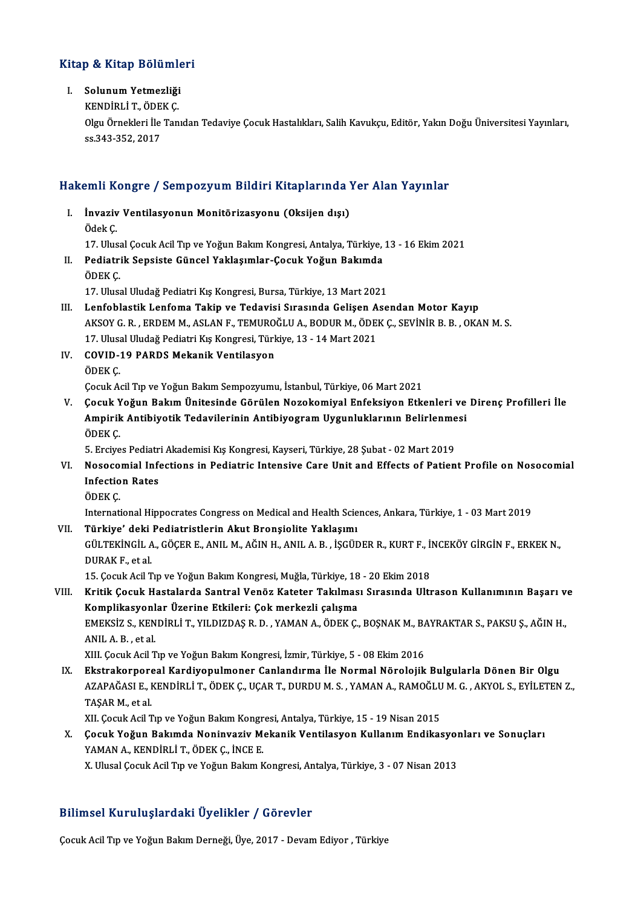## Kitap & Kitap Bölümleri

I. **Solunum Yetmezliği**
   KENDİRLİ T., ÖDEK Ç.
   Olgu Örnekleri İle Tanıdan Tedaviye Çocuk Hastalıkları, Salih Kavukçu, Editör, Yakın Doğu Üniversitesi Yayınları, ss.343-352, 2017

## Hakemli Kongre / Sempozyum Bildiri Kitaplarında Yer Alan Yayınlar

I. **İnvaziv Ventilasyonun Monitörizasyonu (Oksijen dışı)**
   Ödek Ç.
   17. Ulusal Çocuk Acil Tıp ve Yoğun Bakım Kongresi, Antalya, Türkiye, 13 - 16 Ekim 2021
II. **Pediatrik Sepsiste Güncel Yaklaşımlar-Çocuk Yoğun Bakımda**
   ÖDEK Ç.
   17. Ulusal Uludağ Pediatri Kış Kongresi, Bursa, Türkiye, 13 Mart 2021
III. **Lenfoblastik Lenfoma Takip ve Tedavisi Sırasında Gelişen Asendan Motor Kayıp**
   AKSOY G. R. , ERDEM M., ASLAN F., TEMUROĞLU A., BODUR M., ÖDEK Ç., SEVİNİR B. B. , OKAN M. S.
   17. Ulusal Uludağ Pediatri Kış Kongresi, Türkiye, 13 - 14 Mart 2021
IV. **COVID-19 PARDS Mekanik Ventilasyon**
   ÖDEK Ç.
   Çocuk Acil Tıp ve Yoğun Bakım Sempozyumu, İstanbul, Türkiye, 06 Mart 2021
V. **Çocuk Yoğun Bakım Ünitesinde Görülen Nozokomiyal Enfeksiyon Etkenleri ve Direnç Profilleri İle Ampirik Antibiyotik Tedavilerinin Antibiyogram Uygunluklarının Belirlenmesi**
   ÖDEK Ç.
   5. Erciyes Pediatri Akademisi Kış Kongresi, Kayseri, Türkiye, 28 Şubat - 02 Mart 2019
VI. **Nosocomial Infections in Pediatric Intensive Care Unit and Effects of Patient Profile on Nosocomial Infection Rates**
   ÖDEK Ç.
   International Hippocrates Congress on Medical and Health Sciences, Ankara, Türkiye, 1 - 03 Mart 2019
VII. **Türkiye' deki Pediatristlerin Akut Bronşiolite Yaklaşımı**
   GÜLTEKİNGİL A., GÖÇER E., ANIL M., AĞIN H., ANIL A. B. , İŞGÜDER R., KURT F., İNCEKÖY GİRGİN F., ERKEK N., DURAK F., et al.
   15. Çocuk Acil Tıp ve Yoğun Bakım Kongresi, Muğla, Türkiye, 18 - 20 Ekim 2018
VIII. **Kritik Çocuk Hastalarda Santral Venöz Kateter Takılması Sırasında Ultrason Kullanımının Başarı ve Komplikasyonlar Üzerine Etkileri: Çok merkezli çalışma**
   EMEKSİZ S., KENDİRLİ T., YILDIZDAŞ R. D. , YAMAN A., ÖDEK Ç., BOŞNAK M., BAYRAKTAR S., PAKSU Ş., AĞIN H., ANIL A. B. , et al.
   XIII. Çocuk Acil Tıp ve Yoğun Bakım Kongresi, İzmir, Türkiye, 5 - 08 Ekim 2016
IX. **Ekstrakorporeal Kardiyopulmoner Canlandırma İle Normal Nörolojik Bulgularla Dönen Bir Olgu**
   AZAPAĞASI E., KENDİRLİ T., ÖDEK Ç., UÇAR T., DURDU M. S. , YAMAN A., RAMOĞLU M. G. , AKYOL S., EYİLETEN Z., TAŞAR M., et al.
   XII. Çocuk Acil Tıp ve Yoğun Bakım Kongresi, Antalya, Türkiye, 15 - 19 Nisan 2015
X. **Çocuk Yoğun Bakımda Noninvaziv Mekanik Ventilasyon Kullanım Endikasyonları ve Sonuçları**
   YAMAN A., KENDİRLİ T., ÖDEK Ç., İNCE E.
   X. Ulusal Çocuk Acil Tıp ve Yoğun Bakım Kongresi, Antalya, Türkiye, 3 - 07 Nisan 2013

## Bilimsel Kuruluşlardaki Üyelikler / Görevler

Çocuk Acil Tıp ve Yoğun Bakım Derneği, Üye, 2017 - Devam Ediyor , Türkiye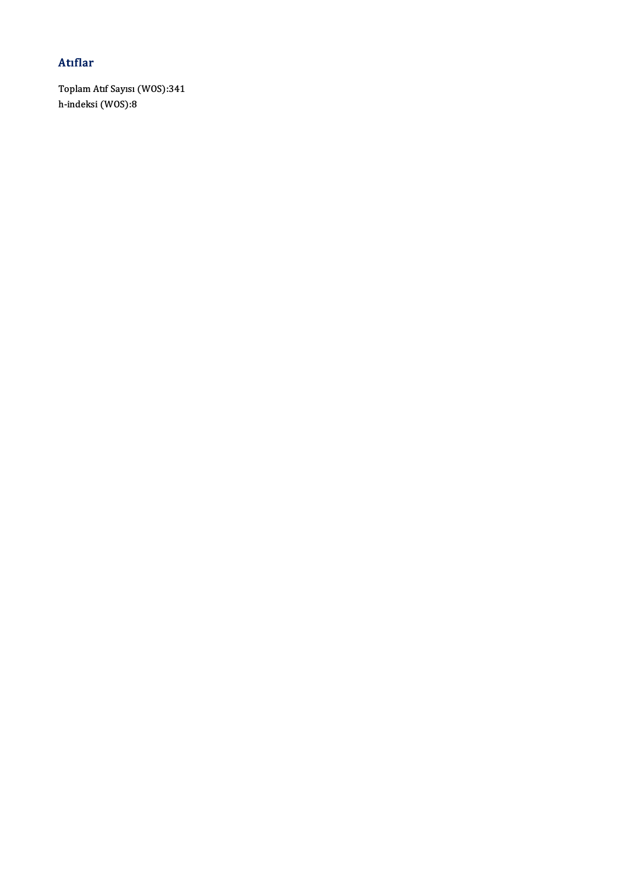## Atıflar

Toplam Atıf Sayısı (WOS):341
h-indeksi (WOS):8